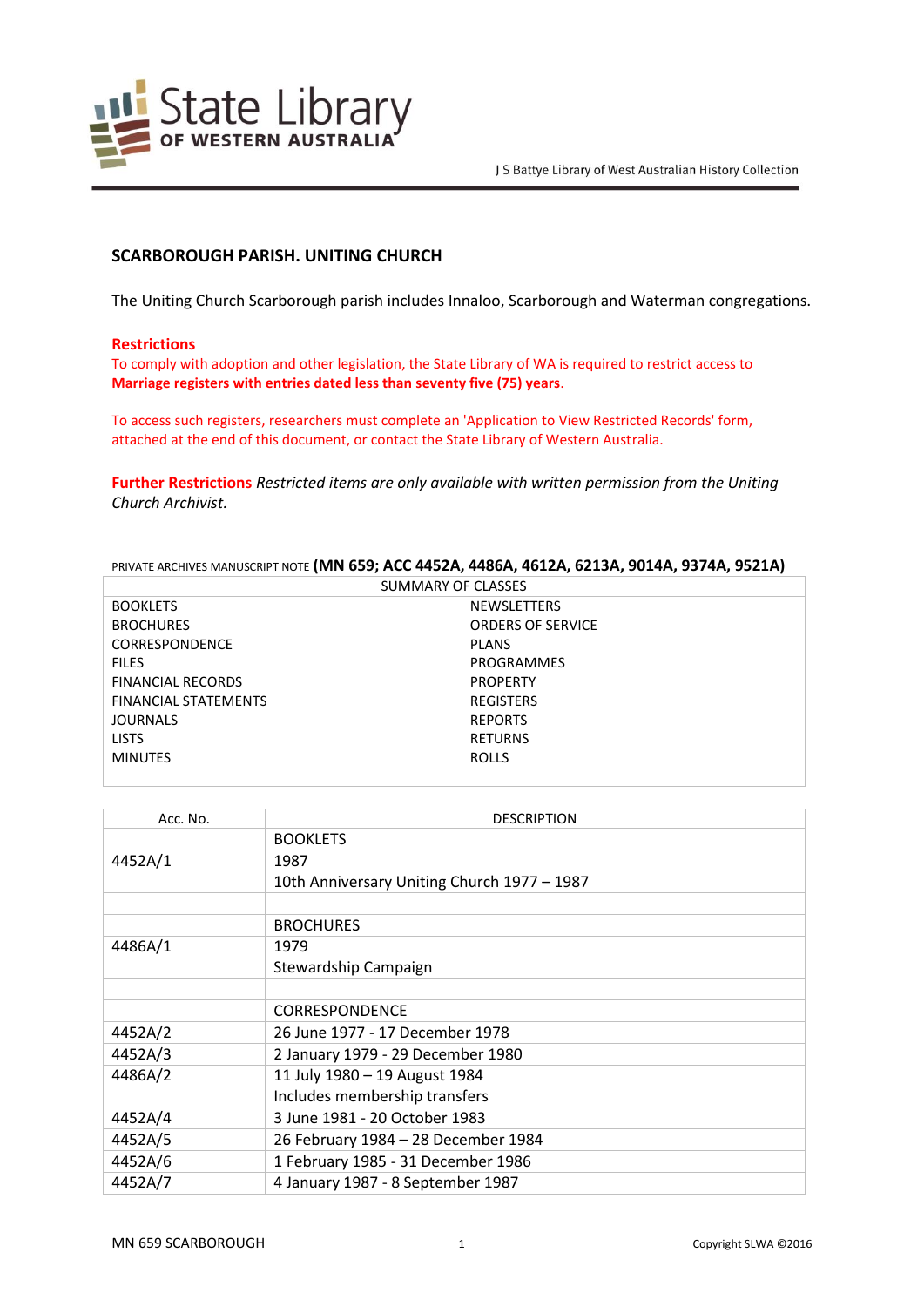J S Battye Library of West Australian History Collection

## SCARBOROUGH PARISH. UNITING CHURCH

The Uniting Church Scarborough parish includes Innaloo, Scarborough and Waterman congregations.

**Restrictions**
To comply with adoption and other legislation, the State Library of WA is required to restrict access to **Marriage registers with entries dated less than seventy five (75) years**.

To access such registers, researchers must complete an 'Application to View Restricted Records' form, attached at the end of this document, or contact the State Library of Western Australia.

**Further Restrictions** *Restricted items are only available with written permission from the Uniting Church Archivist.*

PRIVATE ARCHIVES MANUSCRIPT NOTE **(MN 659; ACC 4452A, 4486A, 4612A, 6213A, 9014A, 9374A, 9521A)**

| SUMMARY OF CLASSES | |
|---|---|
| BOOKLETS | NEWSLETTERS |
| BROCHURES | ORDERS OF SERVICE |
| CORRESPONDENCE | PLANS |
| FILES | PROGRAMMES |
| FINANCIAL RECORDS | PROPERTY |
| FINANCIAL STATEMENTS | REGISTERS |
| JOURNALS | REPORTS |
| LISTS | RETURNS |
| MINUTES | ROLLS |

| Acc. No. | DESCRIPTION |
|---|---|
| | BOOKLETS |
| 4452A/1 | 1987<br>10th Anniversary Uniting Church 1977 – 1987 |
| | |
| | BROCHURES |
| 4486A/1 | 1979<br>Stewardship Campaign |
| | |
| | CORRESPONDENCE |
| 4452A/2 | 26 June 1977 - 17 December 1978 |
| 4452A/3 | 2 January 1979 - 29 December 1980 |
| 4486A/2 | 11 July 1980 – 19 August 1984<br>Includes membership transfers |
| 4452A/4 | 3 June 1981 - 20 October 1983 |
| 4452A/5 | 26 February 1984 – 28 December 1984 |
| 4452A/6 | 1 February 1985 - 31 December 1986 |
| 4452A/7 | 4 January 1987 - 8 September 1987 |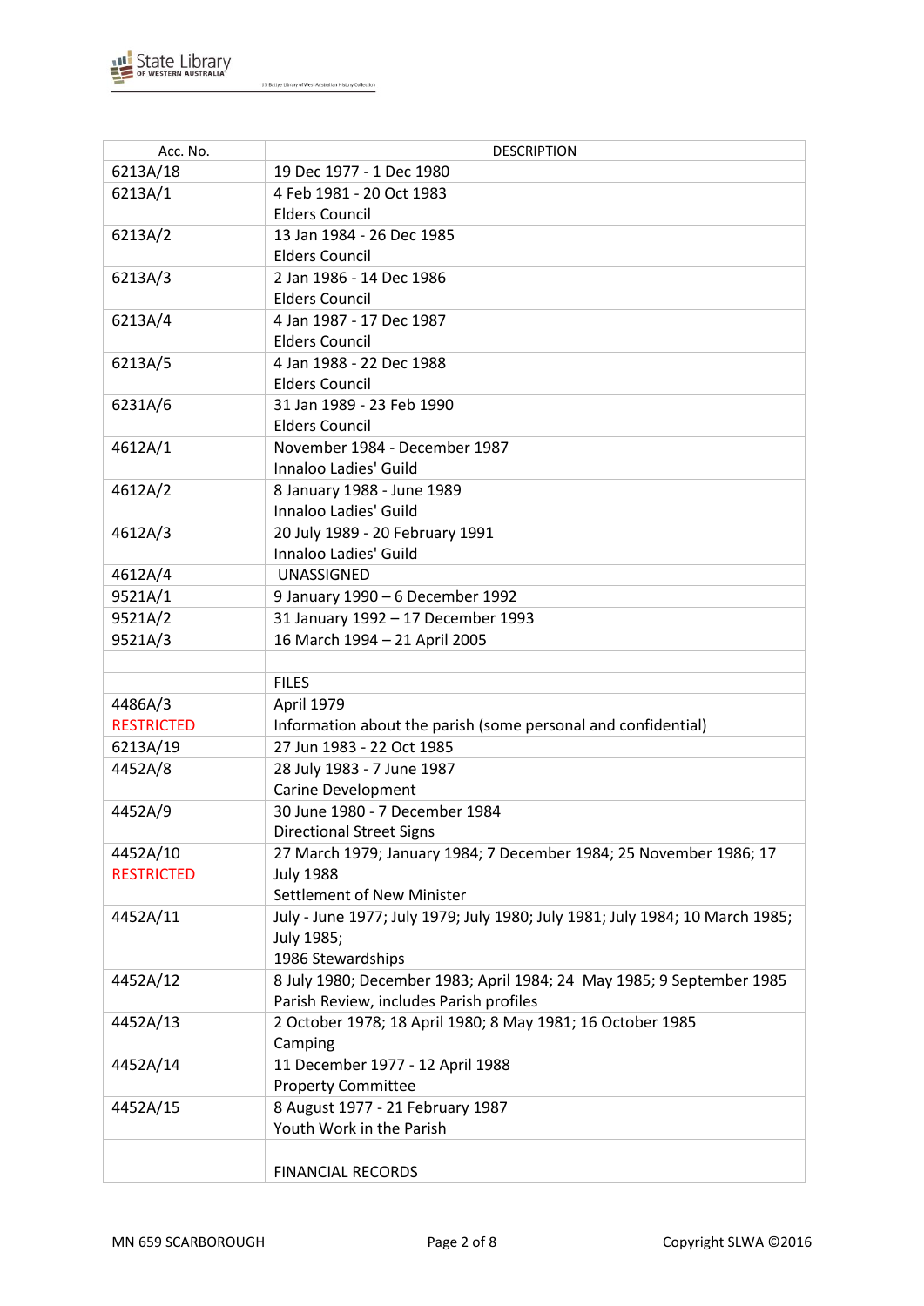| Acc. No. | DESCRIPTION |
|---|---|
| 6213A/18 | 19 Dec 1977 - 1 Dec 1980 |
| 6213A/1 | 4 Feb 1981 - 20 Oct 1983<br>Elders Council |
| 6213A/2 | 13 Jan 1984 - 26 Dec 1985<br>Elders Council |
| 6213A/3 | 2 Jan 1986 - 14 Dec 1986<br>Elders Council |
| 6213A/4 | 4 Jan 1987 - 17 Dec 1987<br>Elders Council |
| 6213A/5 | 4 Jan 1988 - 22 Dec 1988<br>Elders Council |
| 6231A/6 | 31 Jan 1989 - 23 Feb 1990<br>Elders Council |
| 4612A/1 | November 1984 - December 1987<br>Innaloo Ladies' Guild |
| 4612A/2 | 8 January 1988 - June 1989<br>Innaloo Ladies' Guild |
| 4612A/3 | 20 July 1989 - 20 February 1991<br>Innaloo Ladies' Guild |
| 4612A/4 | UNASSIGNED |
| 9521A/1 | 9 January 1990 – 6 December 1992 |
| 9521A/2 | 31 January 1992 – 17 December 1993 |
| 9521A/3 | 16 March 1994 – 21 April 2005 |
| | |
| | FILES |
| 4486A/3<br>RESTRICTED | April 1979<br>Information about the parish (some personal and confidential) |
| 6213A/19 | 27 Jun 1983 - 22 Oct 1985 |
| 4452A/8 | 28 July 1983 - 7 June 1987<br>Carine Development |
| 4452A/9 | 30 June 1980 - 7 December 1984<br>Directional Street Signs |
| 4452A/10<br>RESTRICTED | 27 March 1979; January 1984; 7 December 1984; 25 November 1986; 17 July 1988<br>Settlement of New Minister |
| 4452A/11 | July - June 1977; July 1979; July 1980; July 1981; July 1984; 10 March 1985; July 1985;<br>1986 Stewardships |
| 4452A/12 | 8 July 1980; December 1983; April 1984; 24 May 1985; 9 September 1985<br>Parish Review, includes Parish profiles |
| 4452A/13 | 2 October 1978; 18 April 1980; 8 May 1981; 16 October 1985<br>Camping |
| 4452A/14 | 11 December 1977 - 12 April 1988<br>Property Committee |
| 4452A/15 | 8 August 1977 - 21 February 1987<br>Youth Work in the Parish |
| | |
| | FINANCIAL RECORDS |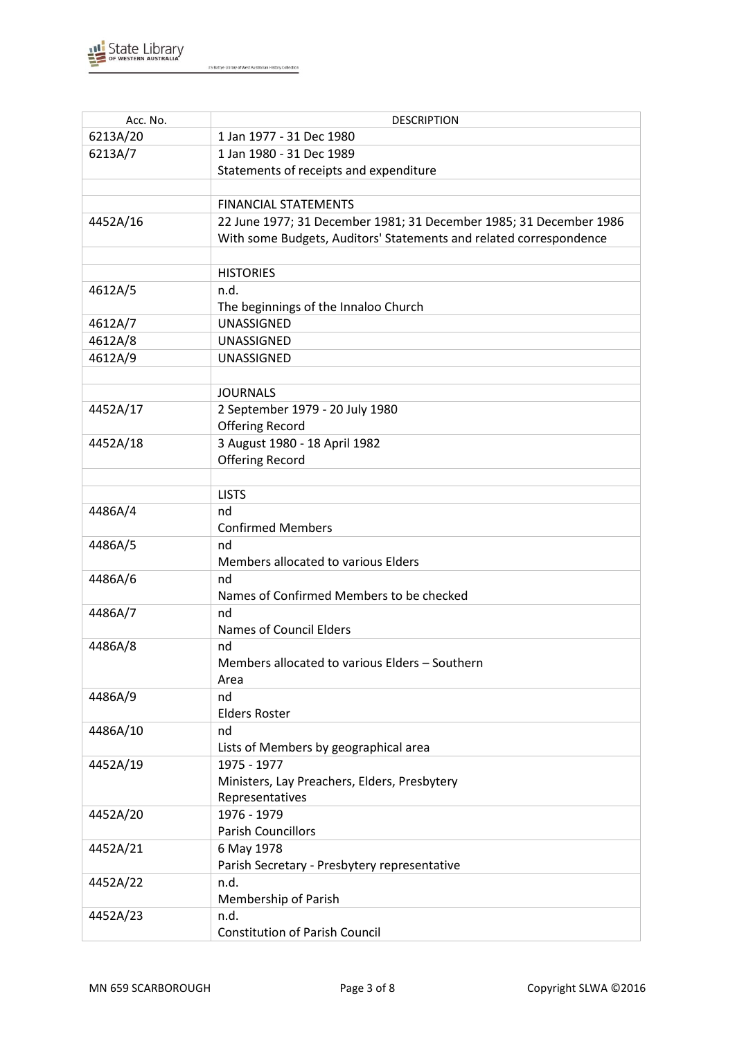| Acc. No. | DESCRIPTION |
|---|---|
| 6213A/20 | 1 Jan 1977 - 31 Dec 1980 |
| 6213A/7 | 1 Jan 1980 - 31 Dec 1989<br>Statements of receipts and expenditure |
| | |
| | FINANCIAL STATEMENTS |
| 4452A/16 | 22 June 1977; 31 December 1981; 31 December 1985; 31 December 1986<br>With some Budgets, Auditors' Statements and related correspondence |
| | |
| | HISTORIES |
| 4612A/5 | n.d.<br>The beginnings of the Innaloo Church |
| 4612A/7 | UNASSIGNED |
| 4612A/8 | UNASSIGNED |
| 4612A/9 | UNASSIGNED |
| | |
| | JOURNALS |
| 4452A/17 | 2 September 1979 - 20 July 1980<br>Offering Record |
| 4452A/18 | 3 August 1980 - 18 April 1982<br>Offering Record |
| | |
| | LISTS |
| 4486A/4 | nd<br>Confirmed Members |
| 4486A/5 | nd<br>Members allocated to various Elders |
| 4486A/6 | nd<br>Names of Confirmed Members to be checked |
| 4486A/7 | nd<br>Names of Council Elders |
| 4486A/8 | nd<br>Members allocated to various Elders – Southern Area |
| 4486A/9 | nd<br>Elders Roster |
| 4486A/10 | nd<br>Lists of Members by geographical area |
| 4452A/19 | 1975 - 1977<br>Ministers, Lay Preachers, Elders, Presbytery Representatives |
| 4452A/20 | 1976 - 1979<br>Parish Councillors |
| 4452A/21 | 6 May 1978<br>Parish Secretary - Presbytery representative |
| 4452A/22 | n.d.<br>Membership of Parish |
| 4452A/23 | n.d.<br>Constitution of Parish Council |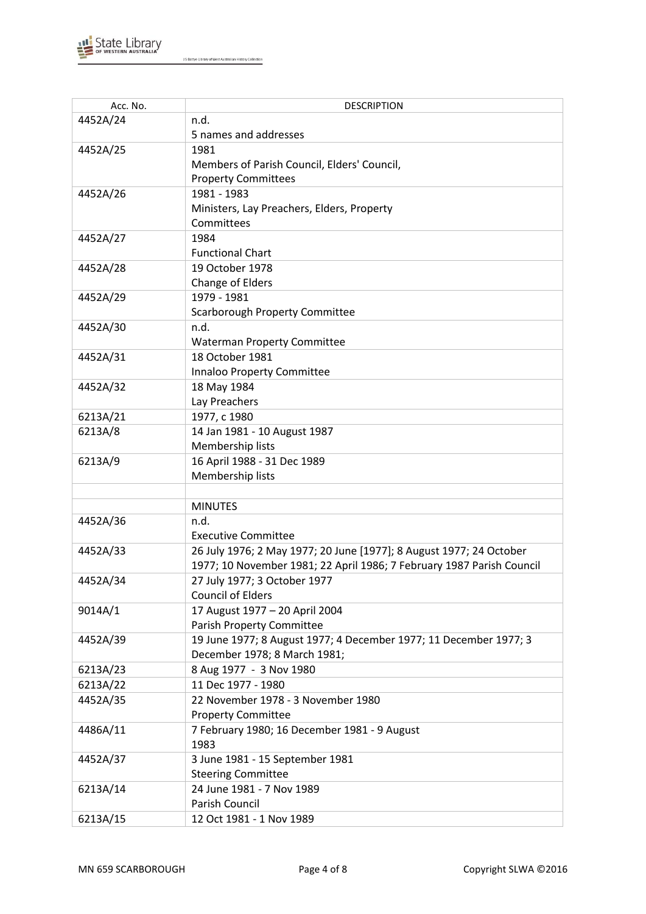| Acc. No. | DESCRIPTION |
|---|---|
| 4452A/24 | n.d.<br>5 names and addresses |
| 4452A/25 | 1981<br>Members of Parish Council, Elders' Council, Property Committees |
| 4452A/26 | 1981 - 1983<br>Ministers, Lay Preachers, Elders, Property Committees |
| 4452A/27 | 1984<br>Functional Chart |
| 4452A/28 | 19 October 1978<br>Change of Elders |
| 4452A/29 | 1979 - 1981<br>Scarborough Property Committee |
| 4452A/30 | n.d.<br>Waterman Property Committee |
| 4452A/31 | 18 October 1981<br>Innaloo Property Committee |
| 4452A/32 | 18 May 1984<br>Lay Preachers |
| 6213A/21 | 1977, c 1980 |
| 6213A/8 | 14 Jan 1981 - 10 August 1987<br>Membership lists |
| 6213A/9 | 16 April 1988 - 31 Dec 1989<br>Membership lists |
| | |
| | MINUTES |
| 4452A/36 | n.d.<br>Executive Committee |
| 4452A/33 | 26 July 1976; 2 May 1977; 20 June [1977]; 8 August 1977; 24 October 1977; 10 November 1981; 22 April 1986; 7 February 1987 Parish Council |
| 4452A/34 | 27 July 1977; 3 October 1977<br>Council of Elders |
| 9014A/1 | 17 August 1977 – 20 April 2004<br>Parish Property Committee |
| 4452A/39 | 19 June 1977; 8 August 1977; 4 December 1977; 11 December 1977; 3 December 1978; 8 March 1981; |
| 6213A/23 | 8 Aug 1977 - 3 Nov 1980 |
| 6213A/22 | 11 Dec 1977 - 1980 |
| 4452A/35 | 22 November 1978 - 3 November 1980<br>Property Committee |
| 4486A/11 | 7 February 1980; 16 December 1981 - 9 August 1983 |
| 4452A/37 | 3 June 1981 - 15 September 1981<br>Steering Committee |
| 6213A/14 | 24 June 1981 - 7 Nov 1989<br>Parish Council |
| 6213A/15 | 12 Oct 1981 - 1 Nov 1989 |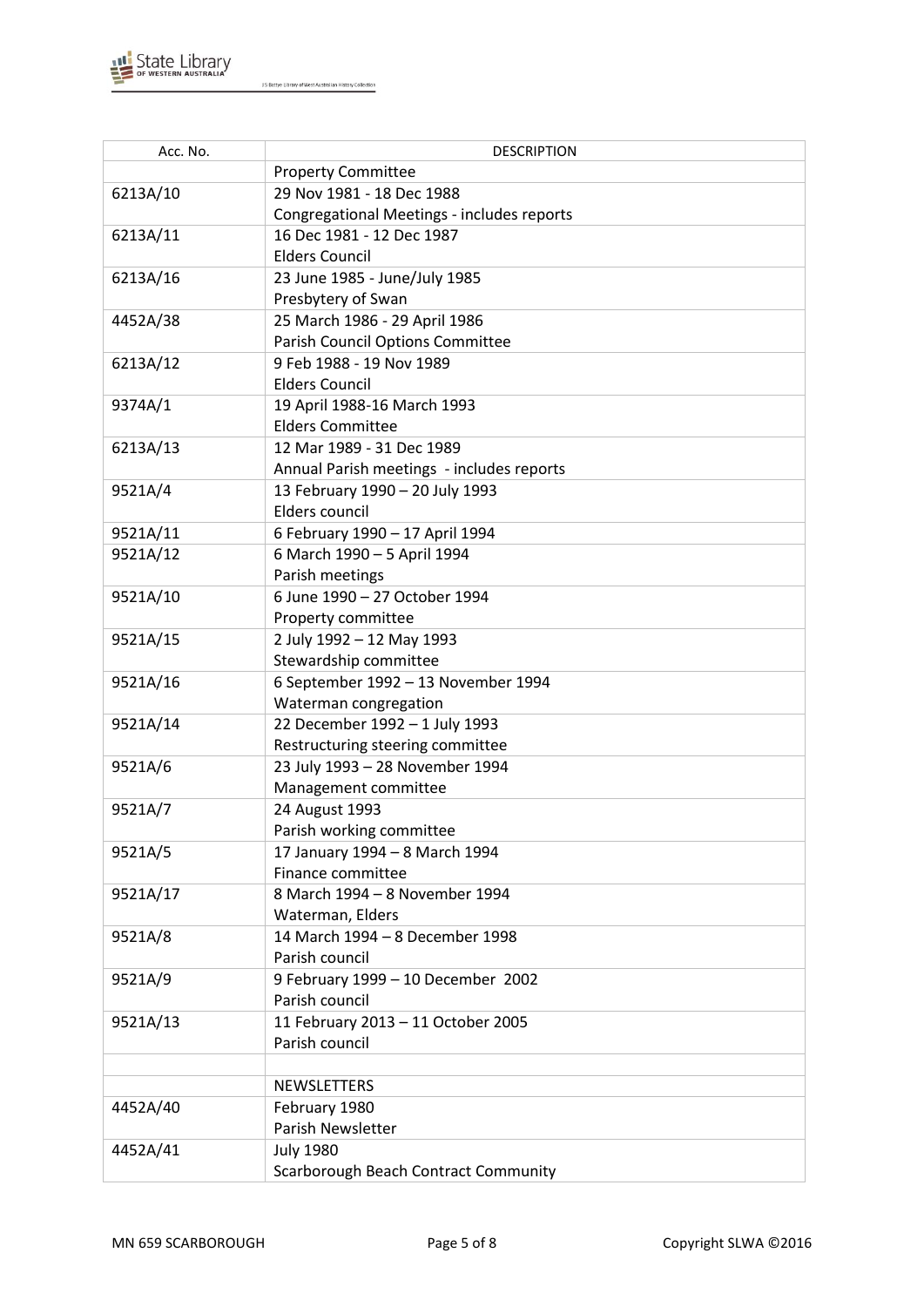| Acc. No. | DESCRIPTION |
|---|---|
| | Property Committee |
| 6213A/10 | 29 Nov 1981 - 18 Dec 1988<br>Congregational Meetings - includes reports |
| 6213A/11 | 16 Dec 1981 - 12 Dec 1987<br>Elders Council |
| 6213A/16 | 23 June 1985 - June/July 1985<br>Presbytery of Swan |
| 4452A/38 | 25 March 1986 - 29 April 1986<br>Parish Council Options Committee |
| 6213A/12 | 9 Feb 1988 - 19 Nov 1989<br>Elders Council |
| 9374A/1 | 19 April 1988-16 March 1993<br>Elders Committee |
| 6213A/13 | 12 Mar 1989 - 31 Dec 1989<br>Annual Parish meetings - includes reports |
| 9521A/4 | 13 February 1990 – 20 July 1993<br>Elders council |
| 9521A/11 | 6 February 1990 – 17 April 1994 |
| 9521A/12 | 6 March 1990 – 5 April 1994<br>Parish meetings |
| 9521A/10 | 6 June 1990 – 27 October 1994<br>Property committee |
| 9521A/15 | 2 July 1992 – 12 May 1993<br>Stewardship committee |
| 9521A/16 | 6 September 1992 – 13 November 1994<br>Waterman congregation |
| 9521A/14 | 22 December 1992 – 1 July 1993<br>Restructuring steering committee |
| 9521A/6 | 23 July 1993 – 28 November 1994<br>Management committee |
| 9521A/7 | 24 August 1993<br>Parish working committee |
| 9521A/5 | 17 January 1994 – 8 March 1994<br>Finance committee |
| 9521A/17 | 8 March 1994 – 8 November 1994<br>Waterman, Elders |
| 9521A/8 | 14 March 1994 – 8 December 1998<br>Parish council |
| 9521A/9 | 9 February 1999 – 10 December 2002<br>Parish council |
| 9521A/13 | 11 February 2013 – 11 October 2005<br>Parish council |
| | |
| | NEWSLETTERS |
| 4452A/40 | February 1980<br>Parish Newsletter |
| 4452A/41 | July 1980<br>Scarborough Beach Contract Community |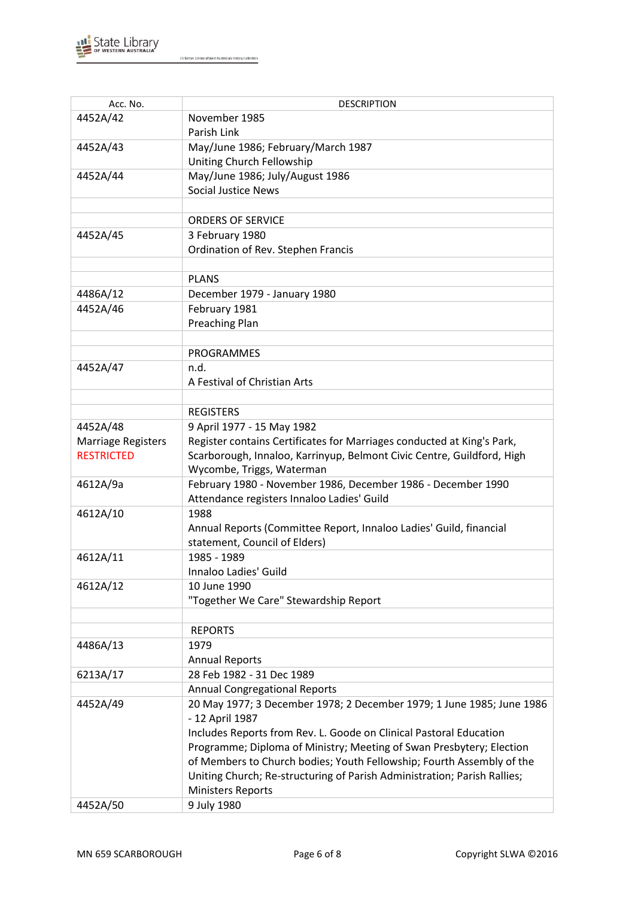| Acc. No. | DESCRIPTION |
|---|---|
| 4452A/42 | November 1985<br>Parish Link |
| 4452A/43 | May/June 1986; February/March 1987<br>Uniting Church Fellowship |
| 4452A/44 | May/June 1986; July/August 1986<br>Social Justice News |
| | |
| | ORDERS OF SERVICE |
| 4452A/45 | 3 February 1980<br>Ordination of Rev. Stephen Francis |
| | |
| | PLANS |
| 4486A/12 | December 1979 - January 1980 |
| 4452A/46 | February 1981<br>Preaching Plan |
| | |
| | PROGRAMMES |
| 4452A/47 | n.d.<br>A Festival of Christian Arts |
| | |
| | REGISTERS |
| 4452A/48<br>Marriage Registers<br>RESTRICTED | 9 April 1977 - 15 May 1982<br>Register contains Certificates for Marriages conducted at King's Park, Scarborough, Innaloo, Karrinyup, Belmont Civic Centre, Guildford, High Wycombe, Triggs, Waterman |
| 4612A/9a | February 1980 - November 1986, December 1986 - December 1990<br>Attendance registers Innaloo Ladies' Guild |
| 4612A/10 | 1988<br>Annual Reports (Committee Report, Innaloo Ladies' Guild, financial statement, Council of Elders) |
| 4612A/11 | 1985 - 1989<br>Innaloo Ladies' Guild |
| 4612A/12 | 10 June 1990<br>"Together We Care" Stewardship Report |
| | |
| | REPORTS |
| 4486A/13 | 1979<br>Annual Reports |
| 6213A/17 | 28 Feb 1982 - 31 Dec 1989<br>Annual Congregational Reports |
| 4452A/49 | 20 May 1977; 3 December 1978; 2 December 1979; 1 June 1985; June 1986 - 12 April 1987<br>Includes Reports from Rev. L. Goode on Clinical Pastoral Education Programme; Diploma of Ministry; Meeting of Swan Presbytery; Election of Members to Church bodies; Youth Fellowship; Fourth Assembly of the Uniting Church; Re-structuring of Parish Administration; Parish Rallies; Ministers Reports |
| 4452A/50 | 9 July 1980 |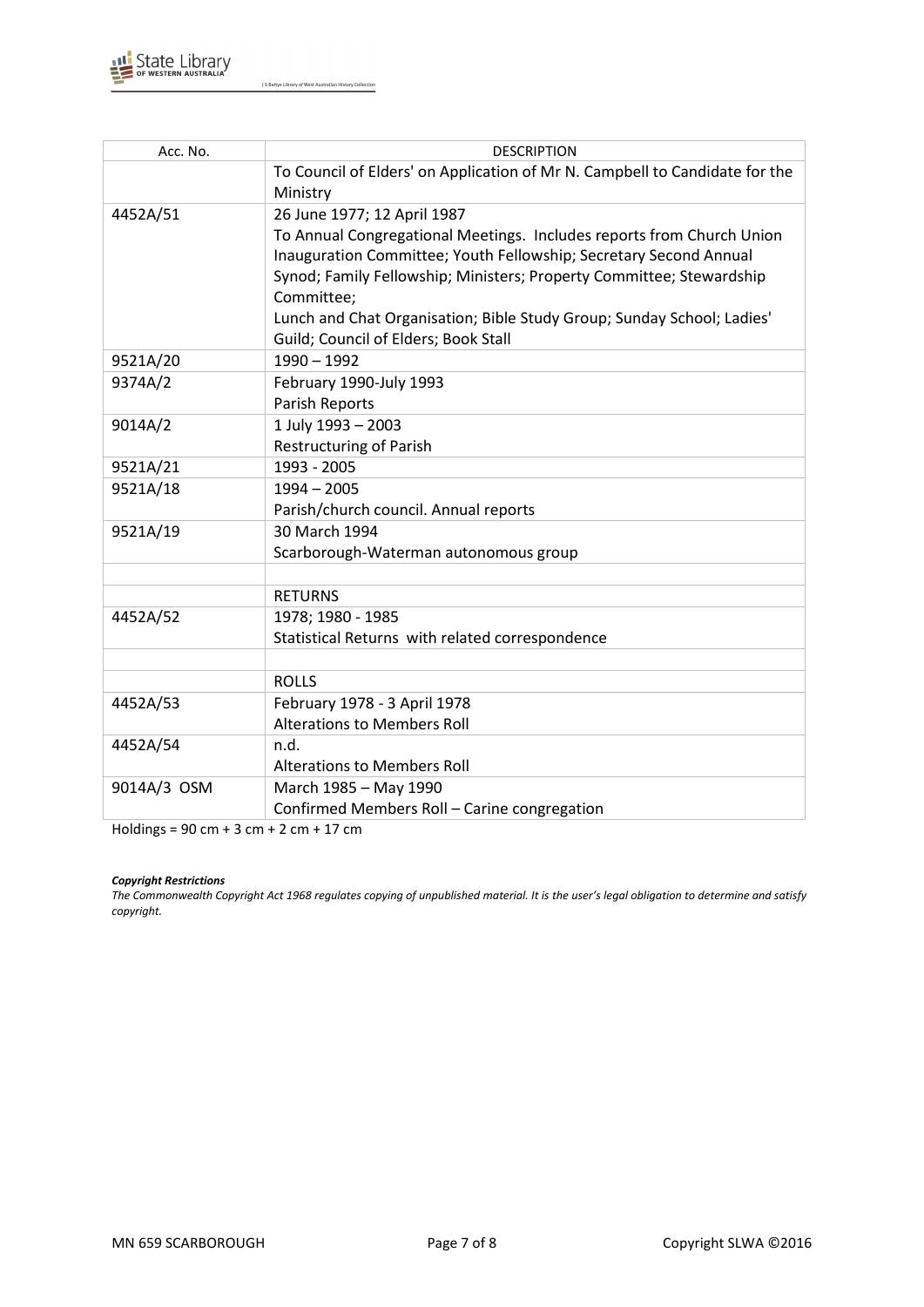| Acc. No. | DESCRIPTION |
|---|---|
| | To Council of Elders' on Application of Mr N. Campbell to Candidate for the Ministry |
| 4452A/51 | 26 June 1977; 12 April 1987<br>To Annual Congregational Meetings. Includes reports from Church Union Inauguration Committee; Youth Fellowship; Secretary Second Annual Synod; Family Fellowship; Ministers; Property Committee; Stewardship Committee;<br>Lunch and Chat Organisation; Bible Study Group; Sunday School; Ladies' Guild; Council of Elders; Book Stall |
| 9521A/20 | 1990 – 1992 |
| 9374A/2 | February 1990-July 1993<br>Parish Reports |
| 9014A/2 | 1 July 1993 – 2003<br>Restructuring of Parish |
| 9521A/21 | 1993 - 2005 |
| 9521A/18 | 1994 – 2005<br>Parish/church council. Annual reports |
| 9521A/19 | 30 March 1994<br>Scarborough-Waterman autonomous group |
| | |
| | RETURNS |
| 4452A/52 | 1978; 1980 - 1985<br>Statistical Returns with related correspondence |
| | |
| | ROLLS |
| 4452A/53 | February 1978 - 3 April 1978<br>Alterations to Members Roll |
| 4452A/54 | n.d.<br>Alterations to Members Roll |
| 9014A/3 OSM | March 1985 – May 1990<br>Confirmed Members Roll – Carine congregation |

Holdings = 90 cm + 3 cm + 2 cm + 17 cm

***Copyright Restrictions***

*The Commonwealth Copyright Act 1968 regulates copying of unpublished material. It is the user's legal obligation to determine and satisfy copyright.*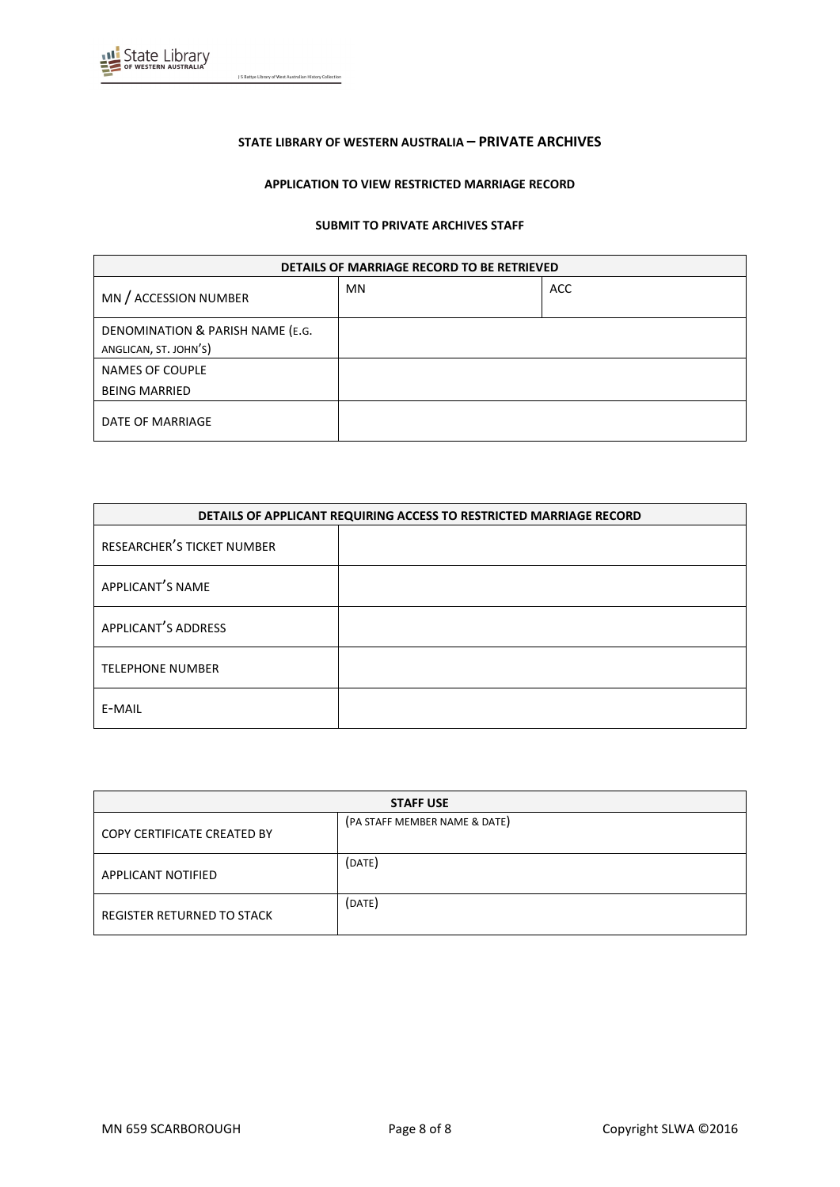**STATE LIBRARY OF WESTERN AUSTRALIA – PRIVATE ARCHIVES**

**APPLICATION TO VIEW RESTRICTED MARRIAGE RECORD**

**SUBMIT TO PRIVATE ARCHIVES STAFF**

| DETAILS OF MARRIAGE RECORD TO BE RETRIEVED | | |
|---|---|---|
| MN / ACCESSION NUMBER | MN | ACC |
| DENOMINATION & PARISH NAME (E.G. ANGLICAN, ST. JOHN'S) | | |
| NAMES OF COUPLE BEING MARRIED | | |
| DATE OF MARRIAGE | | |

| DETAILS OF APPLICANT REQUIRING ACCESS TO RESTRICTED MARRIAGE RECORD | |
|---|---|
| RESEARCHER'S TICKET NUMBER | |
| APPLICANT'S NAME | |
| APPLICANT'S ADDRESS | |
| TELEPHONE NUMBER | |
| E-MAIL | |

| STAFF USE | |
|---|---|
| COPY CERTIFICATE CREATED BY | (PA STAFF MEMBER NAME & DATE) |
| APPLICANT NOTIFIED | (DATE) |
| REGISTER RETURNED TO STACK | (DATE) |